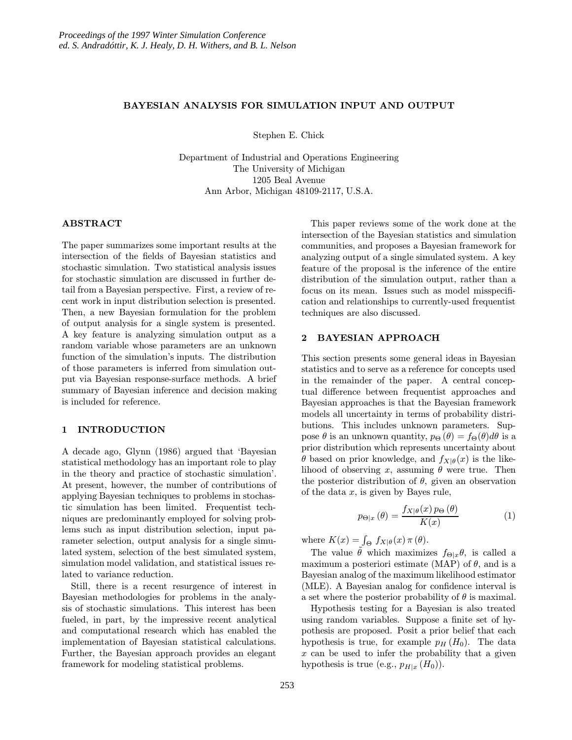*Proceedings of the 1997 Winter Simulation Conference*
*ed. S. Andradóttir, K. J. Healy, D. H. Withers, and B. L. Nelson*

# BAYESIAN ANALYSIS FOR SIMULATION INPUT AND OUTPUT

Stephen E. Chick

Department of Industrial and Operations Engineering
The University of Michigan
1205 Beal Avenue
Ann Arbor, Michigan 48109-2117, U.S.A.

## ABSTRACT

The paper summarizes some important results at the intersection of the fields of Bayesian statistics and stochastic simulation. Two statistical analysis issues for stochastic simulation are discussed in further detail from a Bayesian perspective. First, a review of recent work in input distribution selection is presented. Then, a new Bayesian formulation for the problem of output analysis for a single system is presented. A key feature is analyzing simulation output as a random variable whose parameters are an unknown function of the simulation's inputs. The distribution of those parameters is inferred from simulation output via Bayesian response-surface methods. A brief summary of Bayesian inference and decision making is included for reference.

## 1 INTRODUCTION

A decade ago, Glynn (1986) argued that 'Bayesian statistical methodology has an important role to play in the theory and practice of stochastic simulation'. At present, however, the number of contributions of applying Bayesian techniques to problems in stochastic simulation has been limited. Frequentist techniques are predominantly employed for solving problems such as input distribution selection, input parameter selection, output analysis for a single simulated system, selection of the best simulated system, simulation model validation, and statistical issues related to variance reduction.

Still, there is a recent resurgence of interest in Bayesian methodologies for problems in the analysis of stochastic simulations. This interest has been fueled, in part, by the impressive recent analytical and computational research which has enabled the implementation of Bayesian statistical calculations. Further, the Bayesian approach provides an elegant framework for modeling statistical problems.

This paper reviews some of the work done at the intersection of the Bayesian statistics and simulation communities, and proposes a Bayesian framework for analyzing output of a single simulated system. A key feature of the proposal is the inference of the entire distribution of the simulation output, rather than a focus on its mean. Issues such as model misspecification and relationships to currently-used frequentist techniques are also discussed.

## 2 BAYESIAN APPROACH

This section presents some general ideas in Bayesian statistics and to serve as a reference for concepts used in the remainder of the paper. A central conceptual difference between frequentist approaches and Bayesian approaches is that the Bayesian framework models all uncertainty in terms of probability distributions. This includes unknown parameters. Suppose $\theta$ is an unknown quantity, $p_\Theta(\theta) = f_\Theta(\theta)d\theta$ is a prior distribution which represents uncertainty about $\theta$ based on prior knowledge, and $f_{X|\theta}(x)$ is the likelihood of observing $x$, assuming $\theta$ were true. Then the posterior distribution of $\theta$, given an observation of the data $x$, is given by Bayes rule,

$$p_{\Theta|x}(\theta) = \frac{f_{X|\theta}(x)\, p_\Theta(\theta)}{K(x)} \tag{1}$$

where $K(x) = \int_\Theta f_{X|\theta}(x)\,\pi(\theta)$.

The value $\tilde{\theta}$ which maximizes $f_{\Theta|x}\theta$, is called a maximum a posteriori estimate (MAP) of $\theta$, and is a Bayesian analog of the maximum likelihood estimator (MLE). A Bayesian analog for confidence interval is a set where the posterior probability of $\theta$ is maximal.

Hypothesis testing for a Bayesian is also treated using random variables. Suppose a finite set of hypothesis are proposed. Posit a prior belief that each hypothesis is true, for example $p_H(H_0)$. The data $x$ can be used to infer the probability that a given hypothesis is true (e.g., $p_{H|x}(H_0)$).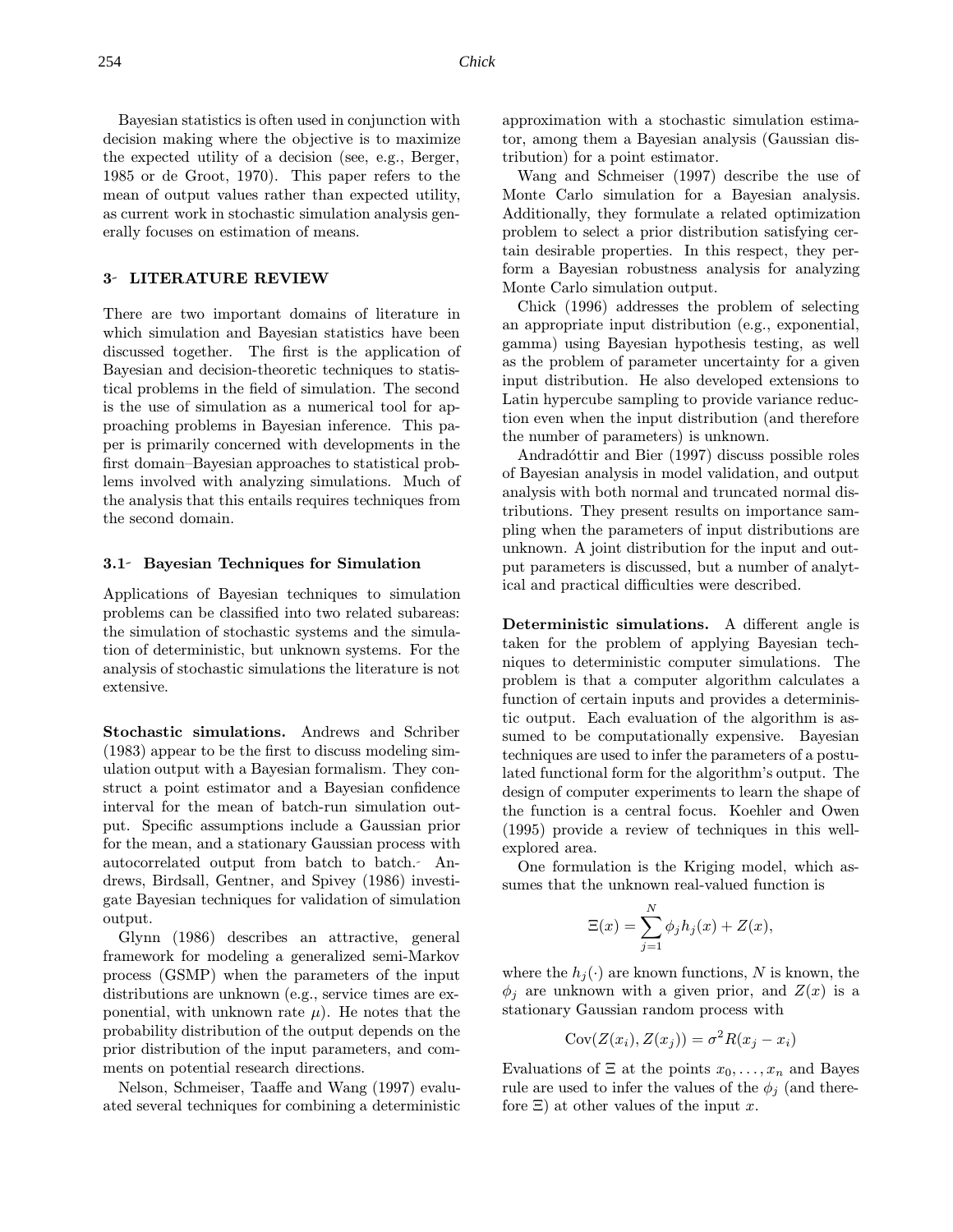Bayesian statistics is often used in conjunction with decision making where the objective is to maximize the expected utility of a decision (see, e.g., Berger, 1985 or de Groot, 1970). This paper refers to the mean of output values rather than expected utility, as current work in stochastic simulation analysis generally focuses on estimation of means.

## 3 LITERATURE REVIEW

There are two important domains of literature in which simulation and Bayesian statistics have been discussed together. The first is the application of Bayesian and decision-theoretic techniques to statistical problems in the field of simulation. The second is the use of simulation as a numerical tool for approaching problems in Bayesian inference. This paper is primarily concerned with developments in the first domain–Bayesian approaches to statistical problems involved with analyzing simulations. Much of the analysis that this entails requires techniques from the second domain.

### 3.1 Bayesian Techniques for Simulation

Applications of Bayesian techniques to simulation problems can be classified into two related subareas: the simulation of stochastic systems and the simulation of deterministic, but unknown systems. For the analysis of stochastic simulations the literature is not extensive.

**Stochastic simulations.** Andrews and Schriber (1983) appear to be the first to discuss modeling simulation output with a Bayesian formalism. They construct a point estimator and a Bayesian confidence interval for the mean of batch-run simulation output. Specific assumptions include a Gaussian prior for the mean, and a stationary Gaussian process with autocorrelated output from batch to batch. Andrews, Birdsall, Gentner, and Spivey (1986) investigate Bayesian techniques for validation of simulation output.

Glynn (1986) describes an attractive, general framework for modeling a generalized semi-Markov process (GSMP) when the parameters of the input distributions are unknown (e.g., service times are exponential, with unknown rate $\mu$). He notes that the probability distribution of the output depends on the prior distribution of the input parameters, and comments on potential research directions.

Nelson, Schmeiser, Taaffe and Wang (1997) evaluated several techniques for combining a deterministic approximation with a stochastic simulation estimator, among them a Bayesian analysis (Gaussian distribution) for a point estimator.

Wang and Schmeiser (1997) describe the use of Monte Carlo simulation for a Bayesian analysis. Additionally, they formulate a related optimization problem to select a prior distribution satisfying certain desirable properties. In this respect, they perform a Bayesian robustness analysis for analyzing Monte Carlo simulation output.

Chick (1996) addresses the problem of selecting an appropriate input distribution (e.g., exponential, gamma) using Bayesian hypothesis testing, as well as the problem of parameter uncertainty for a given input distribution. He also developed extensions to Latin hypercube sampling to provide variance reduction even when the input distribution (and therefore the number of parameters) is unknown.

Andradóttir and Bier (1997) discuss possible roles of Bayesian analysis in model validation, and output analysis with both normal and truncated normal distributions. They present results on importance sampling when the parameters of input distributions are unknown. A joint distribution for the input and output parameters is discussed, but a number of analytical and practical difficulties were described.

**Deterministic simulations.** A different angle is taken for the problem of applying Bayesian techniques to deterministic computer simulations. The problem is that a computer algorithm calculates a function of certain inputs and provides a deterministic output. Each evaluation of the algorithm is assumed to be computationally expensive. Bayesian techniques are used to infer the parameters of a postulated functional form for the algorithm's output. The design of computer experiments to learn the shape of the function is a central focus. Koehler and Owen (1995) provide a review of techniques in this well-explored area.

One formulation is the Kriging model, which assumes that the unknown real-valued function is

$$\Xi(x) = \sum_{j=1}^{N} \phi_j h_j(x) + Z(x),$$

where the $h_j(\cdot)$ are known functions, $N$ is known, the $\phi_j$ are unknown with a given prior, and $Z(x)$ is a stationary Gaussian random process with

$$\mathrm{Cov}(Z(x_i), Z(x_j)) = \sigma^2 R(x_j - x_i)$$

Evaluations of $\Xi$ at the points $x_0, \ldots, x_n$ and Bayes rule are used to infer the values of the $\phi_j$ (and therefore $\Xi$) at other values of the input $x$.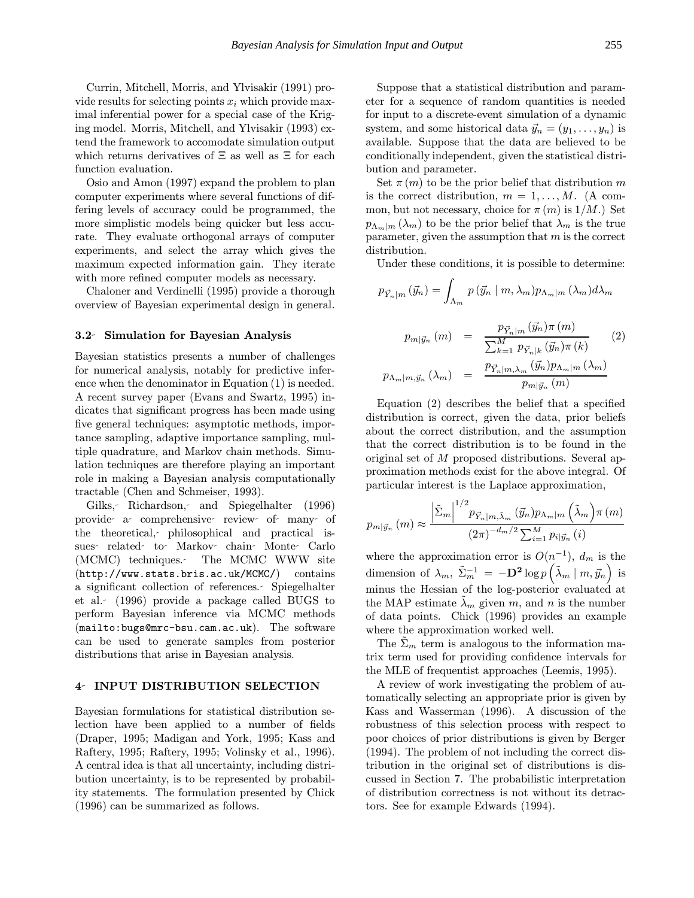Currin, Mitchell, Morris, and Ylvisakir (1991) provide results for selecting points $x_i$ which provide maximal inferential power for a special case of the Kriging model. Morris, Mitchell, and Ylvisakir (1993) extend the framework to accomodate simulation output which returns derivatives of $\Xi$ as well as $\Xi$ for each function evaluation.

Osio and Amon (1997) expand the problem to plan computer experiments where several functions of differing levels of accuracy could be programmed, the more simplistic models being quicker but less accurate. They evaluate orthogonal arrays of computer experiments, and select the array which gives the maximum expected information gain. They iterate with more refined computer models as necessary.

Chaloner and Verdinelli (1995) provide a thorough overview of Bayesian experimental design in general.

### 3.2 Simulation for Bayesian Analysis

Bayesian statistics presents a number of challenges for numerical analysis, notably for predictive inference when the denominator in Equation (1) is needed. A recent survey paper (Evans and Swartz, 1995) indicates that significant progress has been made using five general techniques: asymptotic methods, importance sampling, adaptive importance sampling, multiple quadrature, and Markov chain methods. Simulation techniques are therefore playing an important role in making a Bayesian analysis computationally tractable (Chen and Schmeiser, 1993).

Gilks, Richardson, and Spiegelhalter (1996) provide a comprehensive review of many of the theoretical, philosophical and practical issues related to Markov chain Monte Carlo (MCMC) techniques. The MCMC WWW site (http://www.stats.bris.ac.uk/MCMC/) contains a significant collection of references. Spiegelhalter et al. (1996) provide a package called BUGS to perform Bayesian inference via MCMC methods (mailto:bugs@mrc-bsu.cam.ac.uk). The software can be used to generate samples from posterior distributions that arise in Bayesian analysis.

## 4 INPUT DISTRIBUTION SELECTION

Bayesian formulations for statistical distribution selection have been applied to a number of fields (Draper, 1995; Madigan and York, 1995; Kass and Raftery, 1995; Raftery, 1995; Volinsky et al., 1996). A central idea is that all uncertainty, including distribution uncertainty, is to be represented by probability statements. The formulation presented by Chick (1996) can be summarized as follows.

Suppose that a statistical distribution and parameter for a sequence of random quantities is needed for input to a discrete-event simulation of a dynamic system, and some historical data $\vec{y}_n = (y_1, \ldots, y_n)$ is available. Suppose that the data are believed to be conditionally independent, given the statistical distribution and parameter.

Set $\pi(m)$ to be the prior belief that distribution $m$ is the correct distribution, $m = 1, \ldots, M$. (A common, but not necessary, choice for $\pi(m)$ is $1/M$.) Set $p_{\Lambda_m|m}(\lambda_m)$ to be the prior belief that $\lambda_m$ is the true parameter, given the assumption that $m$ is the correct distribution.

Under these conditions, it is possible to determine:

$$p_{\vec{Y}_n|m}(\vec{y}_n) = \int_{\Lambda_m} p(\vec{y}_n \mid m, \lambda_m) p_{\Lambda_m|m}(\lambda_m) d\lambda_m$$

$$\begin{aligned} p_{m|\vec{y}_n}(m) &= \frac{p_{\vec{Y}_n|m}(\vec{y}_n)\pi(m)}{\sum_{k=1}^{M} p_{\vec{Y}_n|k}(\vec{y}_n)\pi(k)} \\ p_{\Lambda_m|m,\vec{y}_n}(\lambda_m) &= \frac{p_{\vec{Y}_n|m,\lambda_m}(\vec{y}_n) p_{\Lambda_m|m}(\lambda_m)}{p_{m|\vec{y}_n}(m)} \end{aligned} \tag{2}$$

Equation (2) describes the belief that a specified distribution is correct, given the data, prior beliefs about the correct distribution, and the assumption that the correct distribution is to be found in the original set of $M$ proposed distributions. Several approximation methods exist for the above integral. Of particular interest is the Laplace approximation,

$$p_{m|\vec{y}_n}(m) \approx \frac{\left|\tilde{\Sigma}_m\right|^{1/2} p_{\vec{Y}_n|m,\tilde{\lambda}_m}(\vec{y}_n) p_{\Lambda_m|m}\left(\tilde{\lambda}_m\right)\pi(m)}{(2\pi)^{-d_m/2}\sum_{i=1}^{M} p_{i|\vec{y}_n}(i)}$$

where the approximation error is $O(n^{-1})$, $d_m$ is the dimension of $\lambda_m$, $\tilde{\Sigma}_m^{-1} = -\mathbf{D^2}\log p\left(\tilde{\lambda}_m \mid m, \vec{y}_n\right)$ is minus the Hessian of the log-posterior evaluated at the MAP estimate $\tilde{\lambda}_m$ given $m$, and $n$ is the number of data points. Chick (1996) provides an example where the approximation worked well.

The $\tilde{\Sigma}_m$ term is analogous to the information matrix term used for providing confidence intervals for the MLE of frequentist approaches (Leemis, 1995).

A review of work investigating the problem of automatically selecting an appropriate prior is given by Kass and Wasserman (1996). A discussion of the robustness of this selection process with respect to poor choices of prior distributions is given by Berger (1994). The problem of not including the correct distribution in the original set of distributions is discussed in Section 7. The probabilistic interpretation of distribution correctness is not without its detractors. See for example Edwards (1994).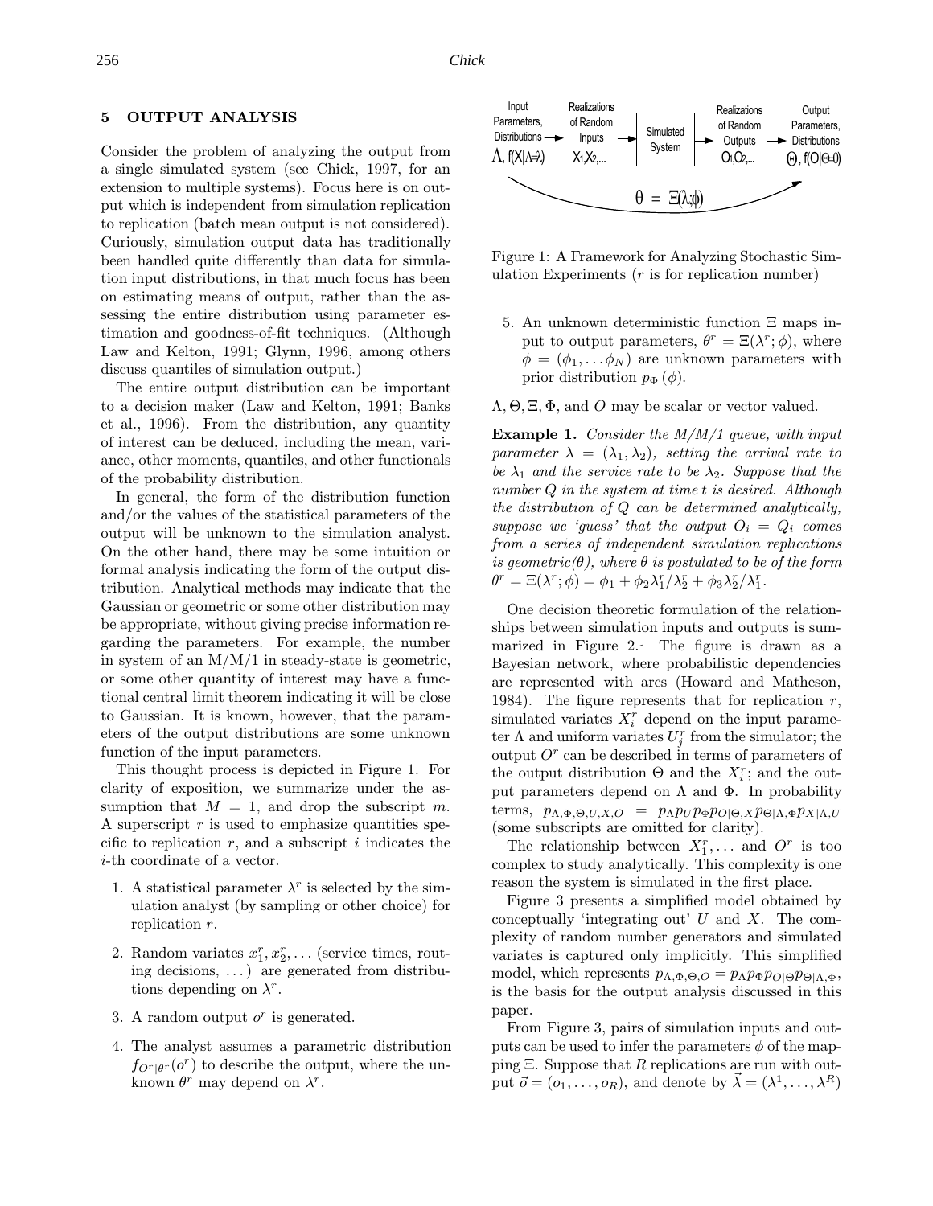## 5 OUTPUT ANALYSIS

Consider the problem of analyzing the output from a single simulated system (see Chick, 1997, for an extension to multiple systems). Focus here is on output which is independent from simulation replication to replication (batch mean output is not considered). Curiously, simulation output data has traditionally been handled quite differently than data for simulation input distributions, in that much focus has been on estimating means of output, rather than the assessing the entire distribution using parameter estimation and goodness-of-fit techniques. (Although Law and Kelton, 1991; Glynn, 1996, among others discuss quantiles of simulation output.)

The entire output distribution can be important to a decision maker (Law and Kelton, 1991; Banks et al., 1996). From the distribution, any quantity of interest can be deduced, including the mean, variance, other moments, quantiles, and other functionals of the probability distribution.

In general, the form of the distribution function and/or the values of the statistical parameters of the output will be unknown to the simulation analyst. On the other hand, there may be some intuition or formal analysis indicating the form of the output distribution. Analytical methods may indicate that the Gaussian or geometric or some other distribution may be appropriate, without giving precise information regarding the parameters. For example, the number in system of an M/M/1 in steady-state is geometric, or some other quantity of interest may have a functional central limit theorem indicating it will be close to Gaussian. It is known, however, that the parameters of the output distributions are some unknown function of the input parameters.

This thought process is depicted in Figure 1. For clarity of exposition, we summarize under the assumption that $M = 1$, and drop the subscript $m$. A superscript $r$ is used to emphasize quantities specific to replication $r$, and a subscript $i$ indicates the $i$-th coordinate of a vector.

1. A statistical parameter $\lambda^r$ is selected by the simulation analyst (by sampling or other choice) for replication $r$.

2. Random variates $x_1^r, x_2^r, \ldots$ (service times, routing decisions, $\ldots$) are generated from distributions depending on $\lambda^r$.

3. A random output $o^r$ is generated.

4. The analyst assumes a parametric distribution $f_{O^r|\theta^r}(o^r)$ to describe the output, where the unknown $\theta^r$ may depend on $\lambda^r$.

5. An unknown deterministic function $\Xi$ maps input to output parameters, $\theta^r = \Xi(\lambda^r; \phi)$, where $\phi = (\phi_1, \ldots \phi_N)$ are unknown parameters with prior distribution $p_\Phi(\phi)$.

Input Parameters, Distributions $\Lambda, f(X|\Lambda=\lambda)$ → Realizations of Random Inputs $X_1, X_2, \ldots$ → Simulated System → Realizations of Random Outputs $O_1, O_2, \ldots$ → Output Parameters, Distributions $\Theta, f(O|\Theta=\theta)$; $\theta = \Xi(\lambda;\phi)$

Figure 1: A Framework for Analyzing Stochastic Simulation Experiments ($r$ is for replication number)

$\Lambda, \Theta, \Xi, \Phi$, and $O$ may be scalar or vector valued.

**Example 1.** *Consider the M/M/1 queue, with input parameter $\lambda = (\lambda_1, \lambda_2)$, setting the arrival rate to be $\lambda_1$ and the service rate to be $\lambda_2$. Suppose that the number $Q$ in the system at time $t$ is desired. Although the distribution of $Q$ can be determined analytically, suppose we 'guess' that the output $O_i = Q_i$ comes from a series of independent simulation replications is geometric($\theta$), where $\theta$ is postulated to be of the form $\theta^r = \Xi(\lambda^r; \phi) = \phi_1 + \phi_2 \lambda_1^r/\lambda_2^r + \phi_3 \lambda_2^r/\lambda_1^r$.*

One decision theoretic formulation of the relationships between simulation inputs and outputs is summarized in Figure 2. The figure is drawn as a Bayesian network, where probabilistic dependencies are represented with arcs (Howard and Matheson, 1984). The figure represents that for replication $r$, simulated variates $X_i^r$ depend on the input parameter $\Lambda$ and uniform variates $U_j^r$ from the simulator; the output $O^r$ can be described in terms of parameters of the output distribution $\Theta$ and the $X_i^r$; and the output parameters depend on $\Lambda$ and $\Phi$. In probability terms, $p_{\Lambda,\Phi,\Theta,U,X,O} = p_\Lambda p_U p_\Phi p_{O|\Theta,X} p_{\Theta|\Lambda,\Phi} p_{X|\Lambda,U}$ (some subscripts are omitted for clarity).

The relationship between $X_1^r, \ldots$ and $O^r$ is too complex to study analytically. This complexity is one reason the system is simulated in the first place.

Figure 3 presents a simplified model obtained by conceptually 'integrating out' $U$ and $X$. The complexity of random number generators and simulated variates is captured only implicitly. This simplified model, which represents $p_{\Lambda,\Phi,\Theta,O} = p_\Lambda p_\Phi p_{O|\Theta} p_{\Theta|\Lambda,\Phi}$, is the basis for the output analysis discussed in this paper.

From Figure 3, pairs of simulation inputs and outputs can be used to infer the parameters $\phi$ of the mapping $\Xi$. Suppose that $R$ replications are run with output $\vec{o} = (o_1, \ldots, o_R)$, and denote by $\vec{\lambda} = (\lambda^1, \ldots, \lambda^R)$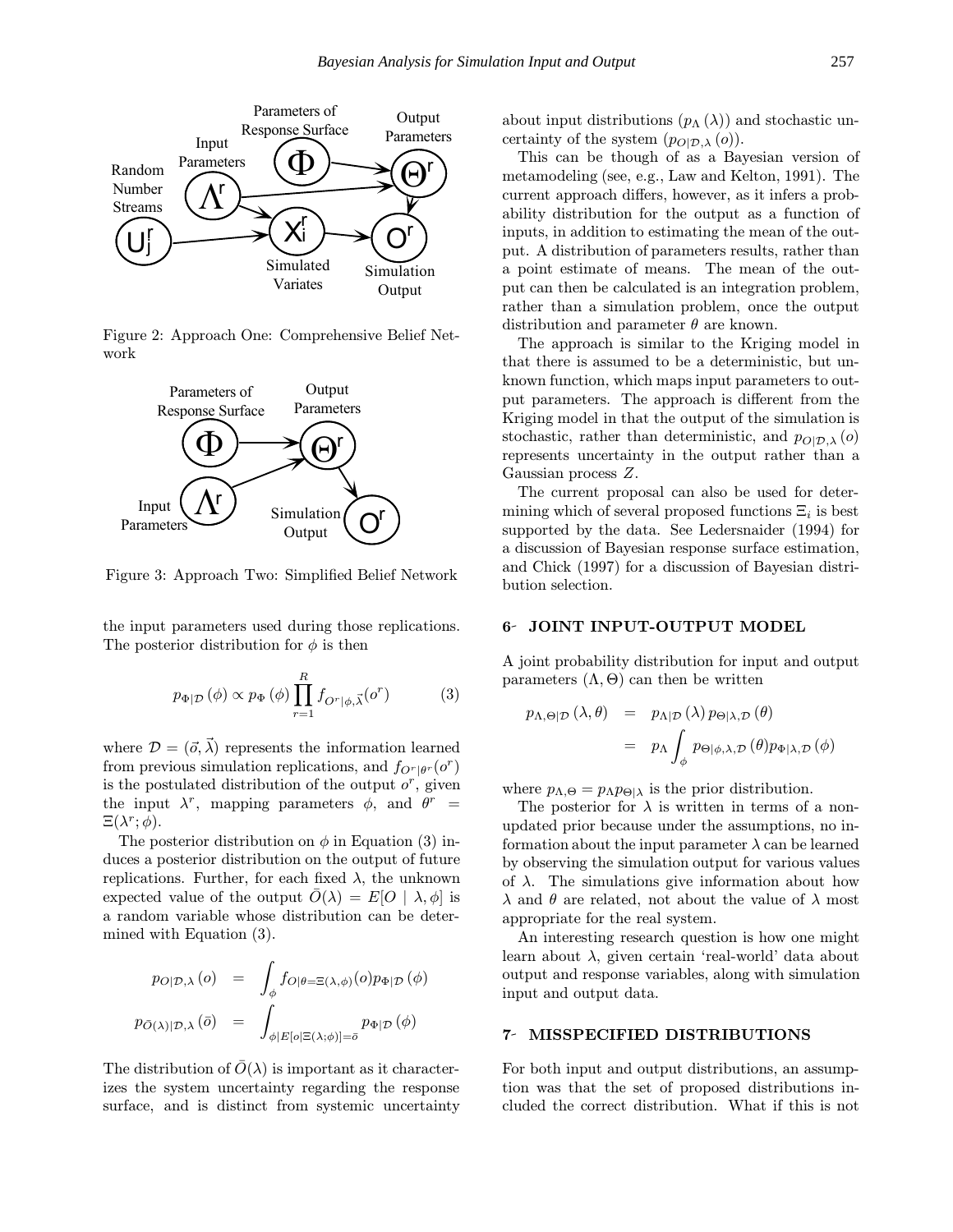Figure 2: Approach One: Comprehensive Belief Network

Figure 3: Approach Two: Simplified Belief Network

the input parameters used during those replications. The posterior distribution for $\phi$ is then

$$p_{\Phi|\mathcal{D}}(\phi) \propto p_{\Phi}(\phi) \prod_{r=1}^{R} f_{O^r|\phi,\vec{\lambda}}(o^r) \qquad (3)$$

where $\mathcal{D} = (\vec{o}, \vec{\lambda})$ represents the information learned from previous simulation replications, and $f_{O^r|\theta^r}(o^r)$ is the postulated distribution of the output $o^r$, given the input $\lambda^r$, mapping parameters $\phi$, and $\theta^r = \Xi(\lambda^r; \phi)$.

The posterior distribution on $\phi$ in Equation (3) induces a posterior distribution on the output of future replications. Further, for each fixed $\lambda$, the unknown expected value of the output $\bar{O}(\lambda) = E[O \mid \lambda, \phi]$ is a random variable whose distribution can be determined with Equation (3).

$$\begin{aligned} p_{O|\mathcal{D},\lambda}(o) &= \int_{\phi} f_{O|\theta=\Xi(\lambda,\phi)}(o) p_{\Phi|\mathcal{D}}(\phi) \\ p_{\bar{O}(\lambda)|\mathcal{D},\lambda}(\bar{o}) &= \int_{\phi|E[o|\Xi(\lambda;\phi)]=\bar{o}} p_{\Phi|\mathcal{D}}(\phi) \end{aligned}$$

The distribution of $\bar{O}(\lambda)$ is important as it characterizes the system uncertainty regarding the response surface, and is distinct from systemic uncertainty about input distributions ($p_{\Lambda}(\lambda)$) and stochastic uncertainty of the system ($p_{O|\mathcal{D},\lambda}(o)$).

This can be though of as a Bayesian version of metamodeling (see, e.g., Law and Kelton, 1991). The current approach differs, however, as it infers a probability distribution for the output as a function of inputs, in addition to estimating the mean of the output. A distribution of parameters results, rather than a point estimate of means. The mean of the output can then be calculated is an integration problem, rather than a simulation problem, once the output distribution and parameter $\theta$ are known.

The approach is similar to the Kriging model in that there is assumed to be a deterministic, but unknown function, which maps input parameters to output parameters. The approach is different from the Kriging model in that the output of the simulation is stochastic, rather than deterministic, and $p_{O|\mathcal{D},\lambda}(o)$ represents uncertainty in the output rather than a Gaussian process $Z$.

The current proposal can also be used for determining which of several proposed functions $\Xi_i$ is best supported by the data. See Ledersnaider (1994) for a discussion of Bayesian response surface estimation, and Chick (1997) for a discussion of Bayesian distribution selection.

## 6- JOINT INPUT-OUTPUT MODEL

A joint probability distribution for input and output parameters $(\Lambda, \Theta)$ can then be written

$$\begin{aligned} p_{\Lambda,\Theta|\mathcal{D}}(\lambda, \theta) &= p_{\Lambda|\mathcal{D}}(\lambda) p_{\Theta|\lambda,\mathcal{D}}(\theta) \\ &= p_{\Lambda} \int_{\phi} p_{\Theta|\phi,\lambda,\mathcal{D}}(\theta) p_{\Phi|\lambda,\mathcal{D}}(\phi) \end{aligned}$$

where $p_{\Lambda,\Theta} = p_{\Lambda} p_{\Theta|\lambda}$ is the prior distribution.

The posterior for $\lambda$ is written in terms of a non-updated prior because under the assumptions, no information about the input parameter $\lambda$ can be learned by observing the simulation output for various values of $\lambda$. The simulations give information about how $\lambda$ and $\theta$ are related, not about the value of $\lambda$ most appropriate for the real system.

An interesting research question is how one might learn about $\lambda$, given certain 'real-world' data about output and response variables, along with simulation input and output data.

## 7- MISSPECIFIED DISTRIBUTIONS

For both input and output distributions, an assumption was that the set of proposed distributions included the correct distribution. What if this is not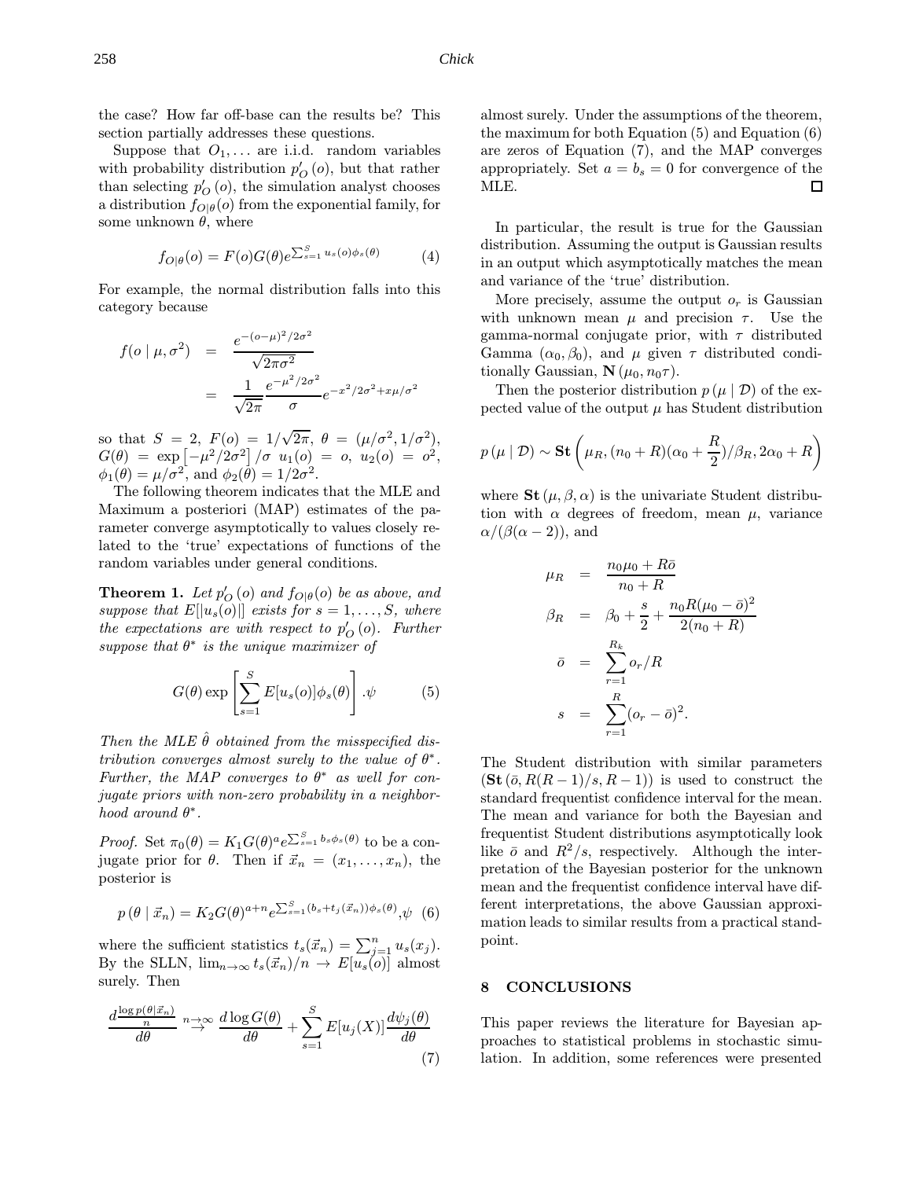the case? How far off-base can the results be? This section partially addresses these questions.

Suppose that $O_1, \ldots$ are i.i.d. random variables with probability distribution $p'_O(o)$, but that rather than selecting $p'_O(o)$, the simulation analyst chooses a distribution $f_{O|\theta}(o)$ from the exponential family, for some unknown $\theta$, where

$$f_{O|\theta}(o) = F(o)G(\theta)e^{\sum_{s=1}^{S} u_s(o)\phi_s(\theta)} \tag{4}$$

For example, the normal distribution falls into this category because

$$\begin{aligned} f(o \mid \mu, \sigma^2) &= \frac{e^{-(o-\mu)^2/2\sigma^2}}{\sqrt{2\pi\sigma^2}} \\ &= \frac{1}{\sqrt{2\pi}} \frac{e^{-\mu^2/2\sigma^2}}{\sigma} e^{-x^2/2\sigma^2 + x\mu/\sigma^2} \end{aligned}$$

so that $S = 2$, $F(o) = 1/\sqrt{2\pi}$, $\theta = (\mu/\sigma^2, 1/\sigma^2)$, $G(\theta) = \exp\left[-\mu^2/2\sigma^2\right]/\sigma$ $u_1(o) = o$, $u_2(o) = o^2$, $\phi_1(\theta) = \mu/\sigma^2$, and $\phi_2(\theta) = 1/2\sigma^2$.

The following theorem indicates that the MLE and Maximum a posteriori (MAP) estimates of the parameter converge asymptotically to values closely related to the 'true' expectations of functions of the random variables under general conditions.

**Theorem 1.** *Let $p'_O(o)$ and $f_{O|\theta}(o)$ be as above, and suppose that $E[|u_s(o)|]$ exists for $s = 1, \ldots, S$, where the expectations are with respect to $p'_O(o)$. Further suppose that $\theta^*$ is the unique maximizer of*

$$G(\theta) \exp\left[\sum_{s=1}^{S} E[u_s(o)]\phi_s(\theta)\right].\psi \tag{5}$$

*Then the MLE $\hat{\theta}$ obtained from the misspecified distribution converges almost surely to the value of $\theta^*$. Further, the MAP converges to $\theta^*$ as well for conjugate priors with non-zero probability in a neighborhood around $\theta^*$.*

*Proof.* Set $\pi_0(\theta) = K_1 G(\theta)^a e^{\sum_{s=1}^{S} b_s \phi_s(\theta)}$ to be a conjugate prior for $\theta$. Then if $\vec{x}_n = (x_1, \ldots, x_n)$, the posterior is

$$p(\theta \mid \vec{x}_n) = K_2 G(\theta)^{a+n} e^{\sum_{s=1}^{S}(b_s + t_j(\vec{x}_n))\phi_s(\theta)},\psi \tag{6}$$

where the sufficient statistics $t_s(\vec{x}_n) = \sum_{j=1}^{n} u_s(x_j)$. By the SLLN, $\lim_{n\to\infty} t_s(\vec{x}_n)/n \to E[u_s(o)]$ almost surely. Then

$$\frac{d\frac{\log p(\theta|\vec{x}_n)}{n}}{d\theta} \overset{n\to\infty}{\to} \frac{d \log G(\theta)}{d\theta} + \sum_{s=1}^{S} E[u_j(X)]\frac{d\psi_j(\theta)}{d\theta} \tag{7}$$

almost surely. Under the assumptions of the theorem, the maximum for both Equation (5) and Equation (6) are zeros of Equation (7), and the MAP converges appropriately. Set $a = b_s = 0$ for convergence of the MLE. □

In particular, the result is true for the Gaussian distribution. Assuming the output is Gaussian results in an output which asymptotically matches the mean and variance of the 'true' distribution.

More precisely, assume the output $o_r$ is Gaussian with unknown mean $\mu$ and precision $\tau$. Use the gamma-normal conjugate prior, with $\tau$ distributed Gamma $(\alpha_0, \beta_0)$, and $\mu$ given $\tau$ distributed conditionally Gaussian, $\mathbf{N}(\mu_0, n_0\tau)$.

Then the posterior distribution $p(\mu \mid \mathcal{D})$ of the expected value of the output $\mu$ has Student distribution

$$p(\mu \mid \mathcal{D}) \sim \mathbf{St}\left(\mu_R, (n_0 + R)(\alpha_0 + \frac{R}{2})/\beta_R, 2\alpha_0 + R\right)$$

where $\mathbf{St}(\mu, \beta, \alpha)$ is the univariate Student distribution with $\alpha$ degrees of freedom, mean $\mu$, variance $\alpha/(\beta(\alpha - 2))$, and

$$\begin{aligned} \mu_R &= \frac{n_0\mu_0 + R\bar{o}}{n_0 + R} \\ \beta_R &= \beta_0 + \frac{s}{2} + \frac{n_0 R(\mu_0 - \bar{o})^2}{2(n_0 + R)} \\ \bar{o} &= \sum_{r=1}^{R_k} o_r/R \\ s &= \sum_{r=1}^{R}(o_r - \bar{o})^2. \end{aligned}$$

The Student distribution with similar parameters $(\mathbf{St}(\bar{o}, R(R-1)/s, R-1))$ is used to construct the standard frequentist confidence interval for the mean. The mean and variance for both the Bayesian and frequentist Student distributions asymptotically look like $\bar{o}$ and $R^2/s$, respectively. Although the interpretation of the Bayesian posterior for the unknown mean and the frequentist confidence interval have different interpretations, the above Gaussian approximation leads to similar results from a practical standpoint.

## 8 CONCLUSIONS

This paper reviews the literature for Bayesian approaches to statistical problems in stochastic simulation. In addition, some references were presented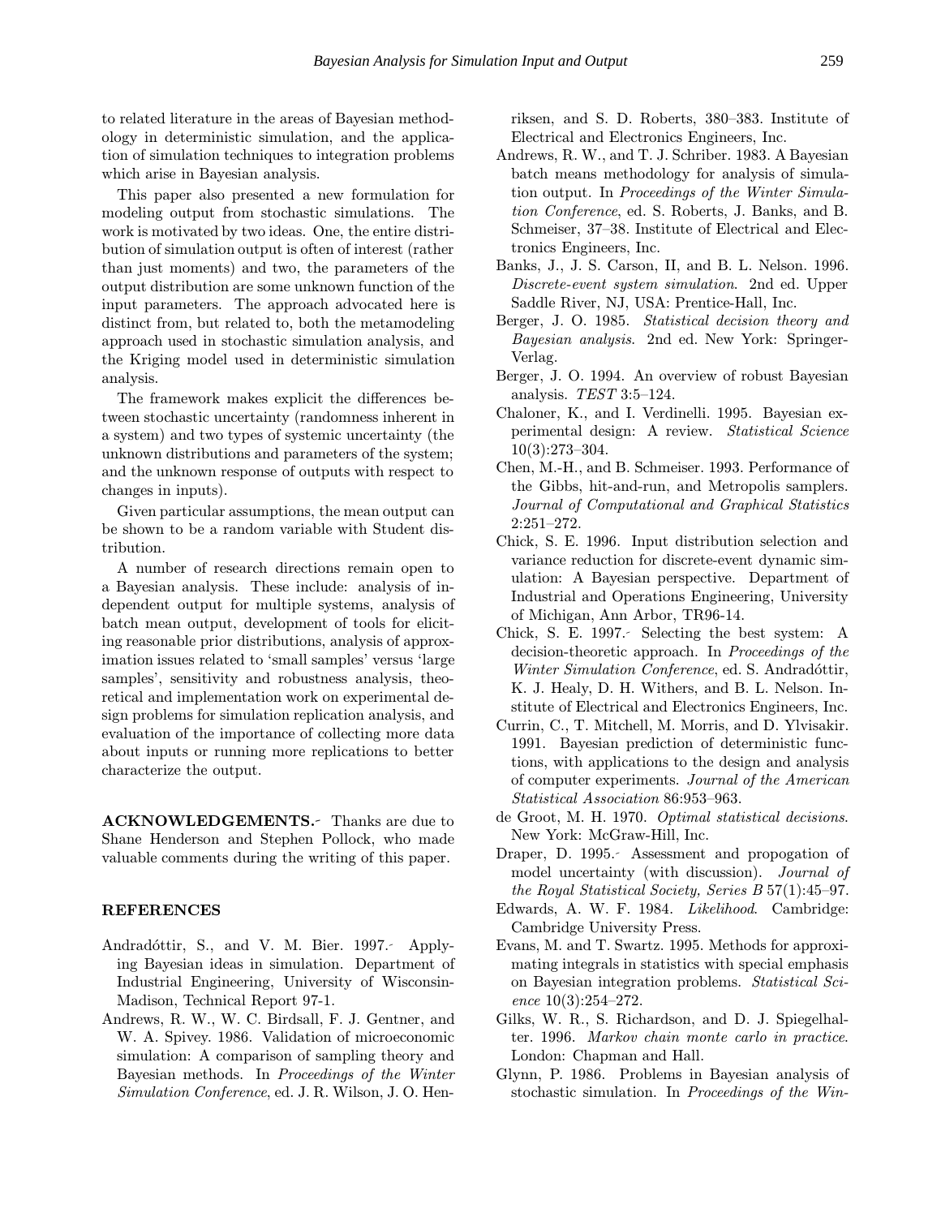to related literature in the areas of Bayesian methodology in deterministic simulation, and the application of simulation techniques to integration problems which arise in Bayesian analysis.

This paper also presented a new formulation for modeling output from stochastic simulations. The work is motivated by two ideas. One, the entire distribution of simulation output is often of interest (rather than just moments) and two, the parameters of the output distribution are some unknown function of the input parameters. The approach advocated here is distinct from, but related to, both the metamodeling approach used in stochastic simulation analysis, and the Kriging model used in deterministic simulation analysis.

The framework makes explicit the differences between stochastic uncertainty (randomness inherent in a system) and two types of systemic uncertainty (the unknown distributions and parameters of the system; and the unknown response of outputs with respect to changes in inputs).

Given particular assumptions, the mean output can be shown to be a random variable with Student distribution.

A number of research directions remain open to a Bayesian analysis. These include: analysis of independent output for multiple systems, analysis of batch mean output, development of tools for eliciting reasonable prior distributions, analysis of approximation issues related to 'small samples' versus 'large samples', sensitivity and robustness analysis, theoretical and implementation work on experimental design problems for simulation replication analysis, and evaluation of the importance of collecting more data about inputs or running more replications to better characterize the output.

**ACKNOWLEDGEMENTS.** Thanks are due to Shane Henderson and Stephen Pollock, who made valuable comments during the writing of this paper.

## REFERENCES

Andradóttir, S., and V. M. Bier. 1997. Applying Bayesian ideas in simulation. Department of Industrial Engineering, University of Wisconsin-Madison, Technical Report 97-1.

Andrews, R. W., W. C. Birdsall, F. J. Gentner, and W. A. Spivey. 1986. Validation of microeconomic simulation: A comparison of sampling theory and Bayesian methods. In *Proceedings of the Winter Simulation Conference*, ed. J. R. Wilson, J. O. Henriksen, and S. D. Roberts, 380–383. Institute of Electrical and Electronics Engineers, Inc.

Andrews, R. W., and T. J. Schriber. 1983. A Bayesian batch means methodology for analysis of simulation output. In *Proceedings of the Winter Simulation Conference*, ed. S. Roberts, J. Banks, and B. Schmeiser, 37–38. Institute of Electrical and Electronics Engineers, Inc.

Banks, J., J. S. Carson, II, and B. L. Nelson. 1996. *Discrete-event system simulation*. 2nd ed. Upper Saddle River, NJ, USA: Prentice-Hall, Inc.

Berger, J. O. 1985. *Statistical decision theory and Bayesian analysis*. 2nd ed. New York: Springer-Verlag.

Berger, J. O. 1994. An overview of robust Bayesian analysis. *TEST* 3:5–124.

Chaloner, K., and I. Verdinelli. 1995. Bayesian experimental design: A review. *Statistical Science* 10(3):273–304.

Chen, M.-H., and B. Schmeiser. 1993. Performance of the Gibbs, hit-and-run, and Metropolis samplers. *Journal of Computational and Graphical Statistics* 2:251–272.

Chick, S. E. 1996. Input distribution selection and variance reduction for discrete-event dynamic simulation: A Bayesian perspective. Department of Industrial and Operations Engineering, University of Michigan, Ann Arbor, TR96-14.

Chick, S. E. 1997. Selecting the best system: A decision-theoretic approach. In *Proceedings of the Winter Simulation Conference*, ed. S. Andradóttir, K. J. Healy, D. H. Withers, and B. L. Nelson. Institute of Electrical and Electronics Engineers, Inc.

Currin, C., T. Mitchell, M. Morris, and D. Ylvisakir. 1991. Bayesian prediction of deterministic functions, with applications to the design and analysis of computer experiments. *Journal of the American Statistical Association* 86:953–963.

de Groot, M. H. 1970. *Optimal statistical decisions*. New York: McGraw-Hill, Inc.

Draper, D. 1995. Assessment and propogation of model uncertainty (with discussion). *Journal of the Royal Statistical Society, Series B* 57(1):45–97.

Edwards, A. W. F. 1984. *Likelihood*. Cambridge: Cambridge University Press.

Evans, M. and T. Swartz. 1995. Methods for approximating integrals in statistics with special emphasis on Bayesian integration problems. *Statistical Science* 10(3):254–272.

Gilks, W. R., S. Richardson, and D. J. Spiegelhalter. 1996. *Markov chain monte carlo in practice.* London: Chapman and Hall.

Glynn, P. 1986. Problems in Bayesian analysis of stochastic simulation. In *Proceedings of the Win-*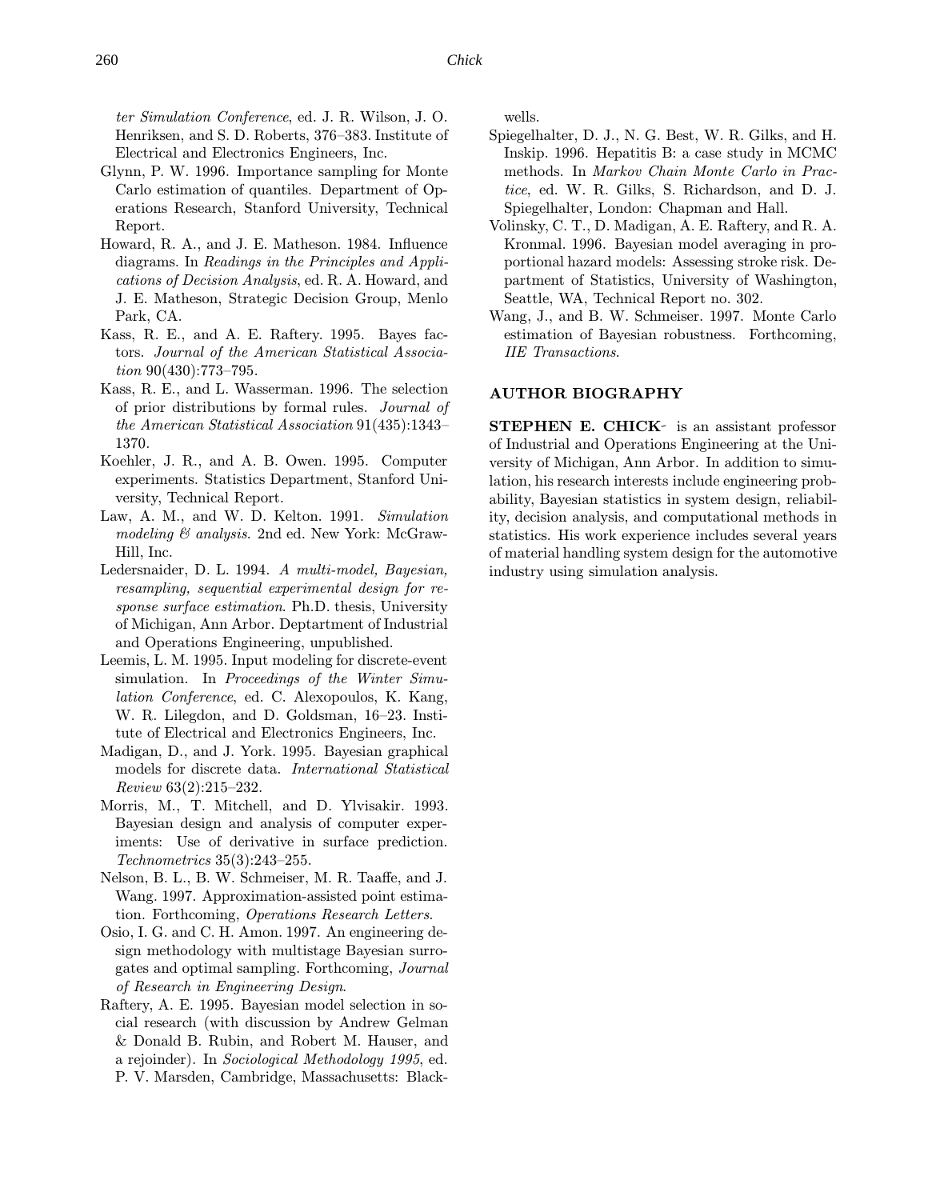ter Simulation Conference*, ed. J. R. Wilson, J. O. Henriksen, and S. D. Roberts, 376–383. Institute of Electrical and Electronics Engineers, Inc.

Glynn, P. W. 1996. Importance sampling for Monte Carlo estimation of quantiles. Department of Operations Research, Stanford University, Technical Report.

Howard, R. A., and J. E. Matheson. 1984. Influence diagrams. In *Readings in the Principles and Applications of Decision Analysis*, ed. R. A. Howard, and J. E. Matheson, Strategic Decision Group, Menlo Park, CA.

Kass, R. E., and A. E. Raftery. 1995. Bayes factors. *Journal of the American Statistical Association* 90(430):773–795.

Kass, R. E., and L. Wasserman. 1996. The selection of prior distributions by formal rules. *Journal of the American Statistical Association* 91(435):1343–1370.

Koehler, J. R., and A. B. Owen. 1995. Computer experiments. Statistics Department, Stanford University, Technical Report.

Law, A. M., and W. D. Kelton. 1991. *Simulation modeling & analysis*. 2nd ed. New York: McGraw-Hill, Inc.

Ledersnaider, D. L. 1994. *A multi-model, Bayesian, resampling, sequential experimental design for response surface estimation*. Ph.D. thesis, University of Michigan, Ann Arbor. Deptartment of Industrial and Operations Engineering, unpublished.

Leemis, L. M. 1995. Input modeling for discrete-event simulation. In *Proceedings of the Winter Simulation Conference*, ed. C. Alexopoulos, K. Kang, W. R. Lilegdon, and D. Goldsman, 16–23. Institute of Electrical and Electronics Engineers, Inc.

Madigan, D., and J. York. 1995. Bayesian graphical models for discrete data. *International Statistical Review* 63(2):215–232.

Morris, M., T. Mitchell, and D. Ylvisakir. 1993. Bayesian design and analysis of computer experiments: Use of derivative in surface prediction. *Technometrics* 35(3):243–255.

Nelson, B. L., B. W. Schmeiser, M. R. Taaffe, and J. Wang. 1997. Approximation-assisted point estimation. Forthcoming, *Operations Research Letters*.

Osio, I. G. and C. H. Amon. 1997. An engineering design methodology with multistage Bayesian surrogates and optimal sampling. Forthcoming, *Journal of Research in Engineering Design*.

Raftery, A. E. 1995. Bayesian model selection in social research (with discussion by Andrew Gelman & Donald B. Rubin, and Robert M. Hauser, and a rejoinder). In *Sociological Methodology 1995*, ed. P. V. Marsden, Cambridge, Massachusetts: Blackwells.

Spiegelhalter, D. J., N. G. Best, W. R. Gilks, and H. Inskip. 1996. Hepatitis B: a case study in MCMC methods. In *Markov Chain Monte Carlo in Practice*, ed. W. R. Gilks, S. Richardson, and D. J. Spiegelhalter, London: Chapman and Hall.

Volinsky, C. T., D. Madigan, A. E. Raftery, and R. A. Kronmal. 1996. Bayesian model averaging in proportional hazard models: Assessing stroke risk. Department of Statistics, University of Washington, Seattle, WA, Technical Report no. 302.

Wang, J., and B. W. Schmeiser. 1997. Monte Carlo estimation of Bayesian robustness. Forthcoming, *IIE Transactions*.

## AUTHOR BIOGRAPHY

**STEPHEN E. CHICK** is an assistant professor of Industrial and Operations Engineering at the University of Michigan, Ann Arbor. In addition to simulation, his research interests include engineering probability, Bayesian statistics in system design, reliability, decision analysis, and computational methods in statistics. His work experience includes several years of material handling system design for the automotive industry using simulation analysis.